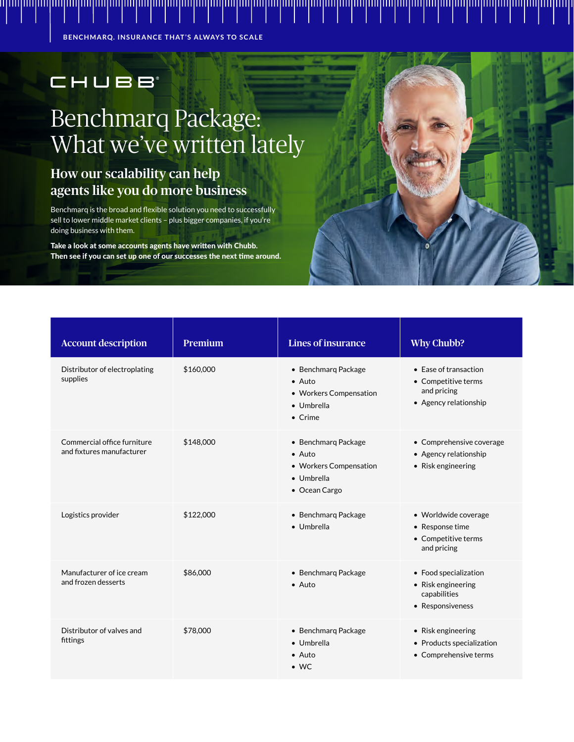BENCHMARQ. INSURANCE THAT'S ALWAYS TO SCALE

CHUBB®

# Benchmarq Package: What we've written lately

## How our scalability can help agents like you do more business

Benchmarq is the broad and flexible solution you need to successfully sell to lower middle market clients – plus bigger companies, if you're doing business with them.

**Take a look at some accounts agents have written with Chubb. Then see if you can set up one of our successes the next time around.**

| Account description | Premium | Lines of insurance | Why Chubb? |
|---|---|---|---|
| Distributor of electroplating supplies | $160,000 | • Benchmarq Package<br>• Auto<br>• Workers Compensation<br>• Umbrella<br>• Crime | • Ease of transaction<br>• Competitive terms and pricing<br>• Agency relationship |
| Commercial office furniture and fixtures manufacturer | $148,000 | • Benchmarq Package<br>• Auto<br>• Workers Compensation<br>• Umbrella<br>• Ocean Cargo | • Comprehensive coverage<br>• Agency relationship<br>• Risk engineering |
| Logistics provider | $122,000 | • Benchmarq Package<br>• Umbrella | • Worldwide coverage<br>• Response time<br>• Competitive terms and pricing |
| Manufacturer of ice cream and frozen desserts | $86,000 | • Benchmarq Package<br>• Auto | • Food specialization<br>• Risk engineering capabilities<br>• Responsiveness |
| Distributor of valves and fittings | $78,000 | • Benchmarq Package<br>• Umbrella<br>• Auto<br>• WC | • Risk engineering<br>• Products specialization<br>• Comprehensive terms |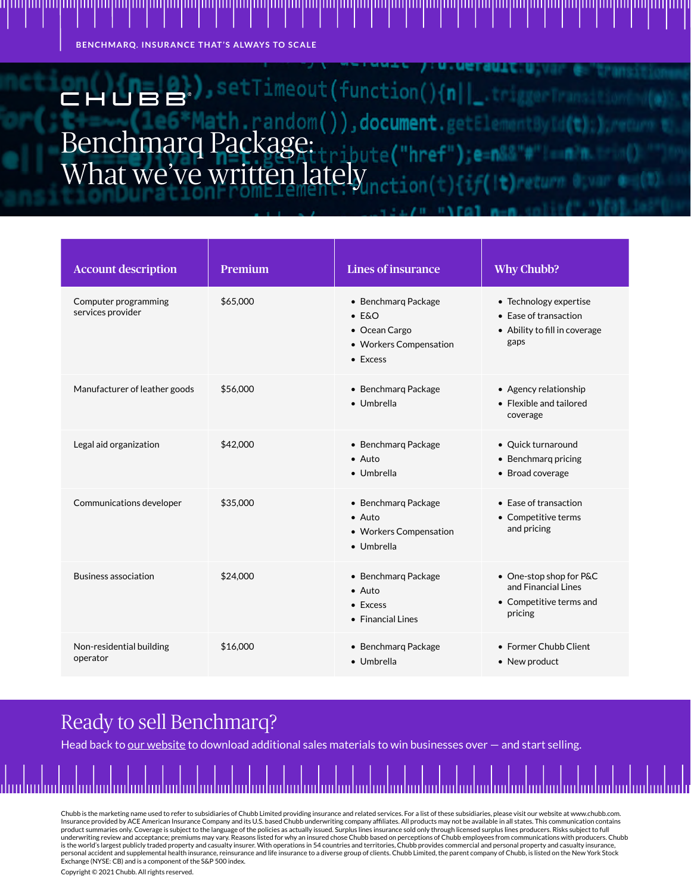BENCHMARQ. INSURANCE THAT'S ALWAYS TO SCALE

CHUBB®

# Benchmarq Package: What we've written lately

| Account description | Premium | Lines of insurance | Why Chubb? |
| --- | --- | --- | --- |
| Computer programming services provider | $65,000 | • Benchmarq Package<br>• E&O<br>• Ocean Cargo<br>• Workers Compensation<br>• Excess | • Technology expertise<br>• Ease of transaction<br>• Ability to fill in coverage gaps |
| Manufacturer of leather goods | $56,000 | • Benchmarq Package<br>• Umbrella | • Agency relationship<br>• Flexible and tailored coverage |
| Legal aid organization | $42,000 | • Benchmarq Package<br>• Auto<br>• Umbrella | • Quick turnaround<br>• Benchmarq pricing<br>• Broad coverage |
| Communications developer | $35,000 | • Benchmarq Package<br>• Auto<br>• Workers Compensation<br>• Umbrella | • Ease of transaction<br>• Competitive terms and pricing |
| Business association | $24,000 | • Benchmarq Package<br>• Auto<br>• Excess<br>• Financial Lines | • One-stop shop for P&C and Financial Lines<br>• Competitive terms and pricing |
| Non-residential building operator | $16,000 | • Benchmarq Package<br>• Umbrella | • Former Chubb Client<br>• New product |

## Ready to sell Benchmarq?

Head back to our website to download additional sales materials to win businesses over — and start selling.

Chubb is the marketing name used to refer to subsidiaries of Chubb Limited providing insurance and related services. For a list of these subsidiaries, please visit our website at www.chubb.com. Insurance provided by ACE American Insurance Company and its U.S. based Chubb underwriting company affiliates. All products may not be available in all states. This communication contains product summaries only. Coverage is subject to the language of the policies as actually issued. Surplus lines insurance sold only through licensed surplus lines producers. Risks subject to full underwriting review and acceptance; premiums may vary. Reasons listed for why an insured chose Chubb based on perceptions of Chubb employees from communications with producers. Chubb is the world's largest publicly traded property and casualty insurer. With operations in 54 countries and territories, Chubb provides commercial and personal property and casualty insurance, personal accident and supplemental health insurance, reinsurance and life insurance to a diverse group of clients. Chubb Limited, the parent company of Chubb, is listed on the New York Stock Exchange (NYSE: CB) and is a component of the S&P 500 index.

Copyright © 2021 Chubb. All rights reserved.